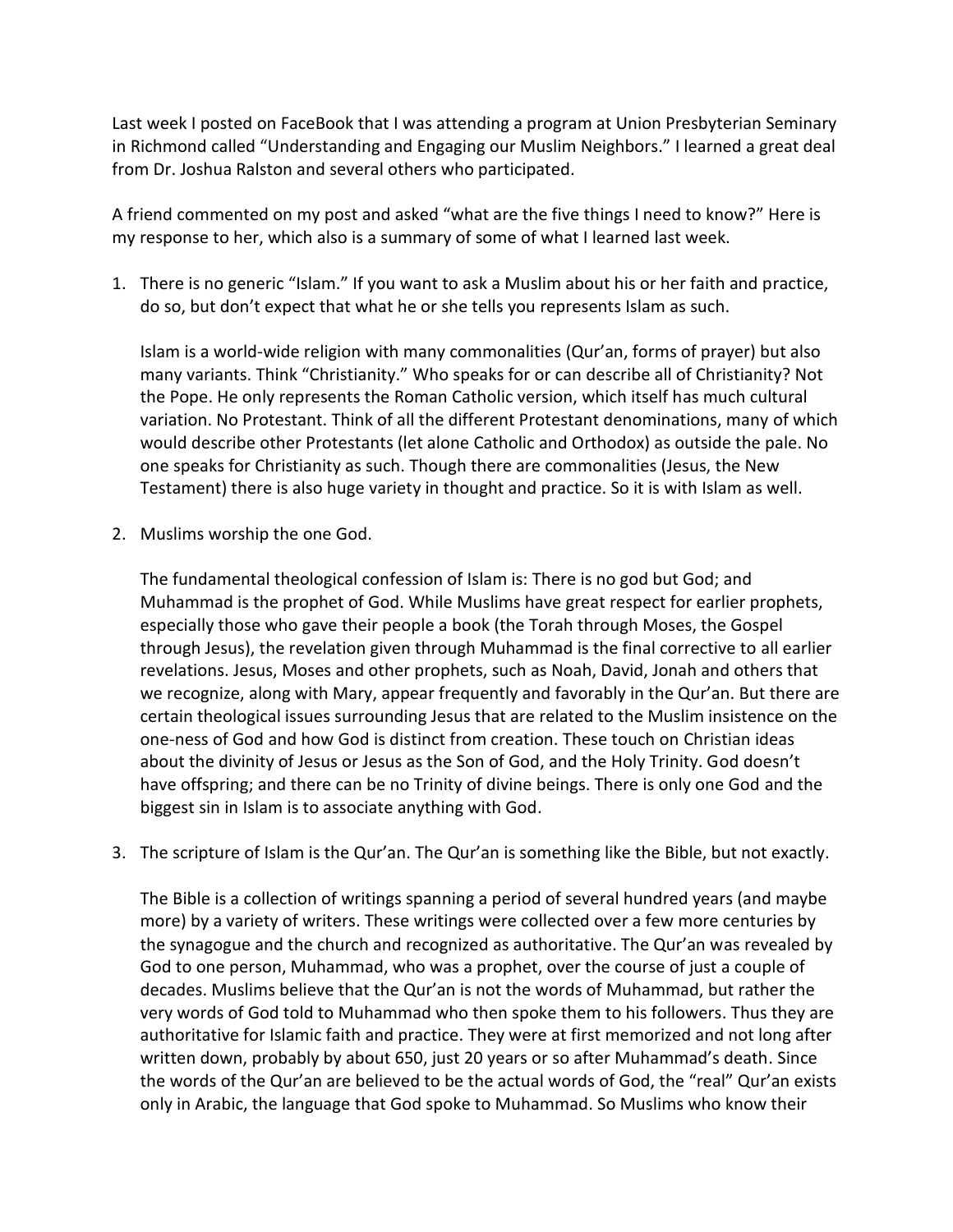Last week I posted on FaceBook that I was attending a program at Union Presbyterian Seminary in Richmond called "Understanding and Engaging our Muslim Neighbors." I learned a great deal from Dr. Joshua Ralston and several others who participated.

A friend commented on my post and asked "what are the five things I need to know?" Here is my response to her, which also is a summary of some of what I learned last week.

1. There is no generic "Islam." If you want to ask a Muslim about his or her faith and practice, do so, but don't expect that what he or she tells you represents Islam as such.

   Islam is a world-wide religion with many commonalities (Qur'an, forms of prayer) but also many variants. Think "Christianity." Who speaks for or can describe all of Christianity? Not the Pope. He only represents the Roman Catholic version, which itself has much cultural variation. No Protestant. Think of all the different Protestant denominations, many of which would describe other Protestants (let alone Catholic and Orthodox) as outside the pale. No one speaks for Christianity as such. Though there are commonalities (Jesus, the New Testament) there is also huge variety in thought and practice. So it is with Islam as well.

2. Muslims worship the one God.

   The fundamental theological confession of Islam is: There is no god but God; and Muhammad is the prophet of God. While Muslims have great respect for earlier prophets, especially those who gave their people a book (the Torah through Moses, the Gospel through Jesus), the revelation given through Muhammad is the final corrective to all earlier revelations. Jesus, Moses and other prophets, such as Noah, David, Jonah and others that we recognize, along with Mary, appear frequently and favorably in the Qur'an. But there are certain theological issues surrounding Jesus that are related to the Muslim insistence on the one-ness of God and how God is distinct from creation. These touch on Christian ideas about the divinity of Jesus or Jesus as the Son of God, and the Holy Trinity. God doesn't have offspring; and there can be no Trinity of divine beings. There is only one God and the biggest sin in Islam is to associate anything with God.

3. The scripture of Islam is the Qur'an. The Qur'an is something like the Bible, but not exactly.

   The Bible is a collection of writings spanning a period of several hundred years (and maybe more) by a variety of writers. These writings were collected over a few more centuries by the synagogue and the church and recognized as authoritative. The Qur'an was revealed by God to one person, Muhammad, who was a prophet, over the course of just a couple of decades. Muslims believe that the Qur'an is not the words of Muhammad, but rather the very words of God told to Muhammad who then spoke them to his followers. Thus they are authoritative for Islamic faith and practice. They were at first memorized and not long after written down, probably by about 650, just 20 years or so after Muhammad's death. Since the words of the Qur'an are believed to be the actual words of God, the "real" Qur'an exists only in Arabic, the language that God spoke to Muhammad. So Muslims who know their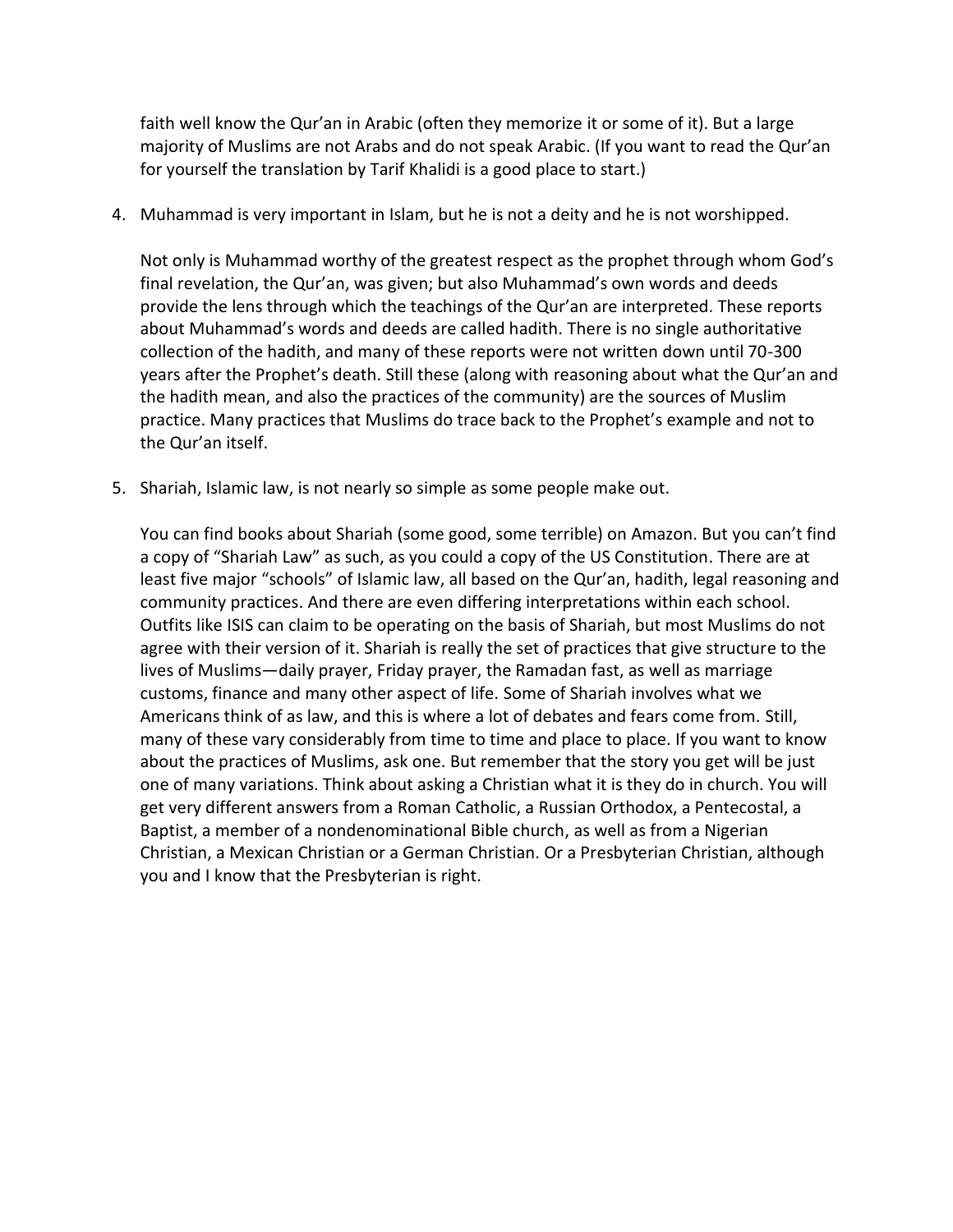faith well know the Qur'an in Arabic (often they memorize it or some of it). But a large majority of Muslims are not Arabs and do not speak Arabic. (If you want to read the Qur'an for yourself the translation by Tarif Khalidi is a good place to start.)

4. Muhammad is very important in Islam, but he is not a deity and he is not worshipped.

   Not only is Muhammad worthy of the greatest respect as the prophet through whom God's final revelation, the Qur'an, was given; but also Muhammad's own words and deeds provide the lens through which the teachings of the Qur'an are interpreted. These reports about Muhammad's words and deeds are called hadith. There is no single authoritative collection of the hadith, and many of these reports were not written down until 70-300 years after the Prophet's death. Still these (along with reasoning about what the Qur'an and the hadith mean, and also the practices of the community) are the sources of Muslim practice. Many practices that Muslims do trace back to the Prophet's example and not to the Qur'an itself.

5. Shariah, Islamic law, is not nearly so simple as some people make out.

   You can find books about Shariah (some good, some terrible) on Amazon. But you can't find a copy of "Shariah Law" as such, as you could a copy of the US Constitution. There are at least five major "schools" of Islamic law, all based on the Qur'an, hadith, legal reasoning and community practices. And there are even differing interpretations within each school. Outfits like ISIS can claim to be operating on the basis of Shariah, but most Muslims do not agree with their version of it. Shariah is really the set of practices that give structure to the lives of Muslims—daily prayer, Friday prayer, the Ramadan fast, as well as marriage customs, finance and many other aspect of life. Some of Shariah involves what we Americans think of as law, and this is where a lot of debates and fears come from. Still, many of these vary considerably from time to time and place to place. If you want to know about the practices of Muslims, ask one. But remember that the story you get will be just one of many variations. Think about asking a Christian what it is they do in church. You will get very different answers from a Roman Catholic, a Russian Orthodox, a Pentecostal, a Baptist, a member of a nondenominational Bible church, as well as from a Nigerian Christian, a Mexican Christian or a German Christian. Or a Presbyterian Christian, although you and I know that the Presbyterian is right.